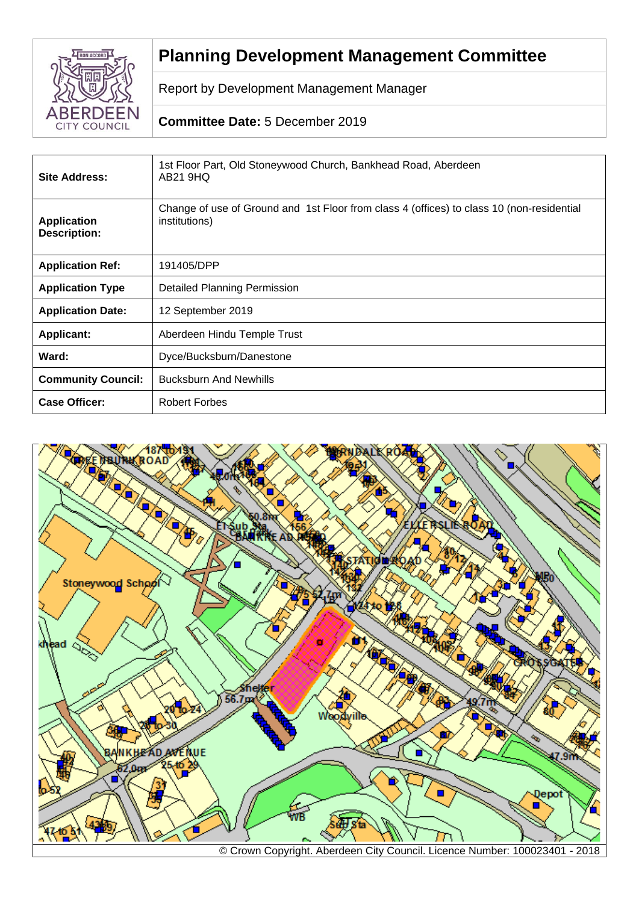# Planning Development Management Committee

Report by Development Management Manager

**Committee Date:** 5 December 2019

| | |
|---|---|
| **Site Address:** | 1st Floor Part, Old Stoneywood Church, Bankhead Road, Aberdeen AB21 9HQ |
| **Application Description:** | Change of use of Ground and 1st Floor from class 4 (offices) to class 10 (non-residential institutions) |
| **Application Ref:** | 191405/DPP |
| **Application Type** | Detailed Planning Permission |
| **Application Date:** | 12 September 2019 |
| **Applicant:** | Aberdeen Hindu Temple Trust |
| **Ward:** | Dyce/Bucksburn/Danestone |
| **Community Council:** | Bucksburn And Newhills |
| **Case Officer:** | Robert Forbes |

© Crown Copyright. Aberdeen City Council. Licence Number: 100023401 - 2018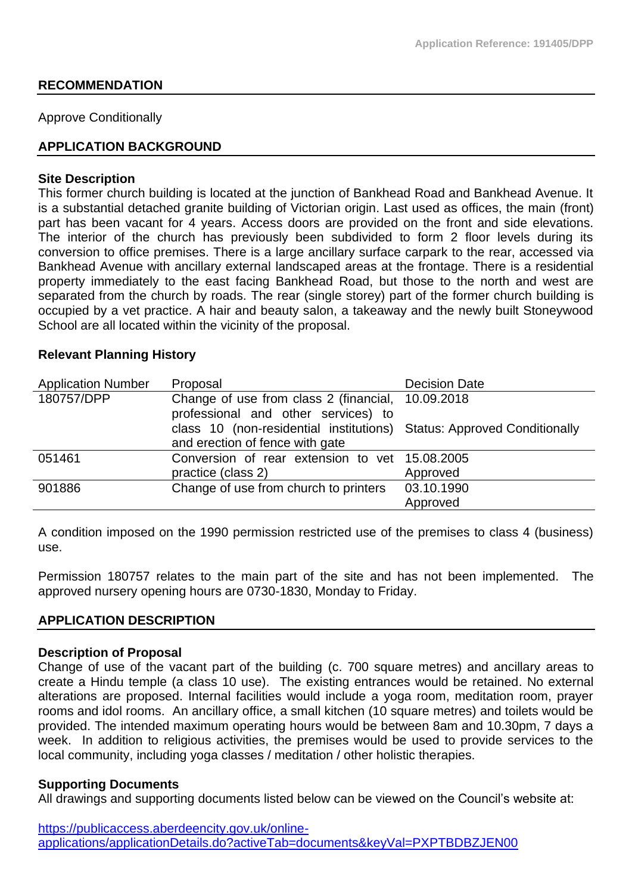## RECOMMENDATION

Approve Conditionally

## APPLICATION BACKGROUND

### Site Description

This former church building is located at the junction of Bankhead Road and Bankhead Avenue. It is a substantial detached granite building of Victorian origin. Last used as offices, the main (front) part has been vacant for 4 years. Access doors are provided on the front and side elevations. The interior of the church has previously been subdivided to form 2 floor levels during its conversion to office premises. There is a large ancillary surface carpark to the rear, accessed via Bankhead Avenue with ancillary external landscaped areas at the frontage. There is a residential property immediately to the east facing Bankhead Road, but those to the north and west are separated from the church by roads. The rear (single storey) part of the former church building is occupied by a vet practice. A hair and beauty salon, a takeaway and the newly built Stoneywood School are all located within the vicinity of the proposal.

### Relevant Planning History

| Application Number | Proposal | Decision Date |
|---|---|---|
| 180757/DPP | Change of use from class 2 (financial, professional and other services) to class 10 (non-residential institutions) and erection of fence with gate | 10.09.2018 Status: Approved Conditionally |
| 051461 | Conversion of rear extension to vet practice (class 2) | 15.08.2005 Approved |
| 901886 | Change of use from church to printers | 03.10.1990 Approved |

A condition imposed on the 1990 permission restricted use of the premises to class 4 (business) use.

Permission 180757 relates to the main part of the site and has not been implemented. The approved nursery opening hours are 0730-1830, Monday to Friday.

## APPLICATION DESCRIPTION

### Description of Proposal

Change of use of the vacant part of the building (c. 700 square metres) and ancillary areas to create a Hindu temple (a class 10 use). The existing entrances would be retained. No external alterations are proposed. Internal facilities would include a yoga room, meditation room, prayer rooms and idol rooms. An ancillary office, a small kitchen (10 square metres) and toilets would be provided. The intended maximum operating hours would be between 8am and 10.30pm, 7 days a week. In addition to religious activities, the premises would be used to provide services to the local community, including yoga classes / meditation / other holistic therapies.

### Supporting Documents

All drawings and supporting documents listed below can be viewed on the Council's website at:

https://publicaccess.aberdeencity.gov.uk/online-applications/applicationDetails.do?activeTab=documents&keyVal=PXPTBDBZJEN00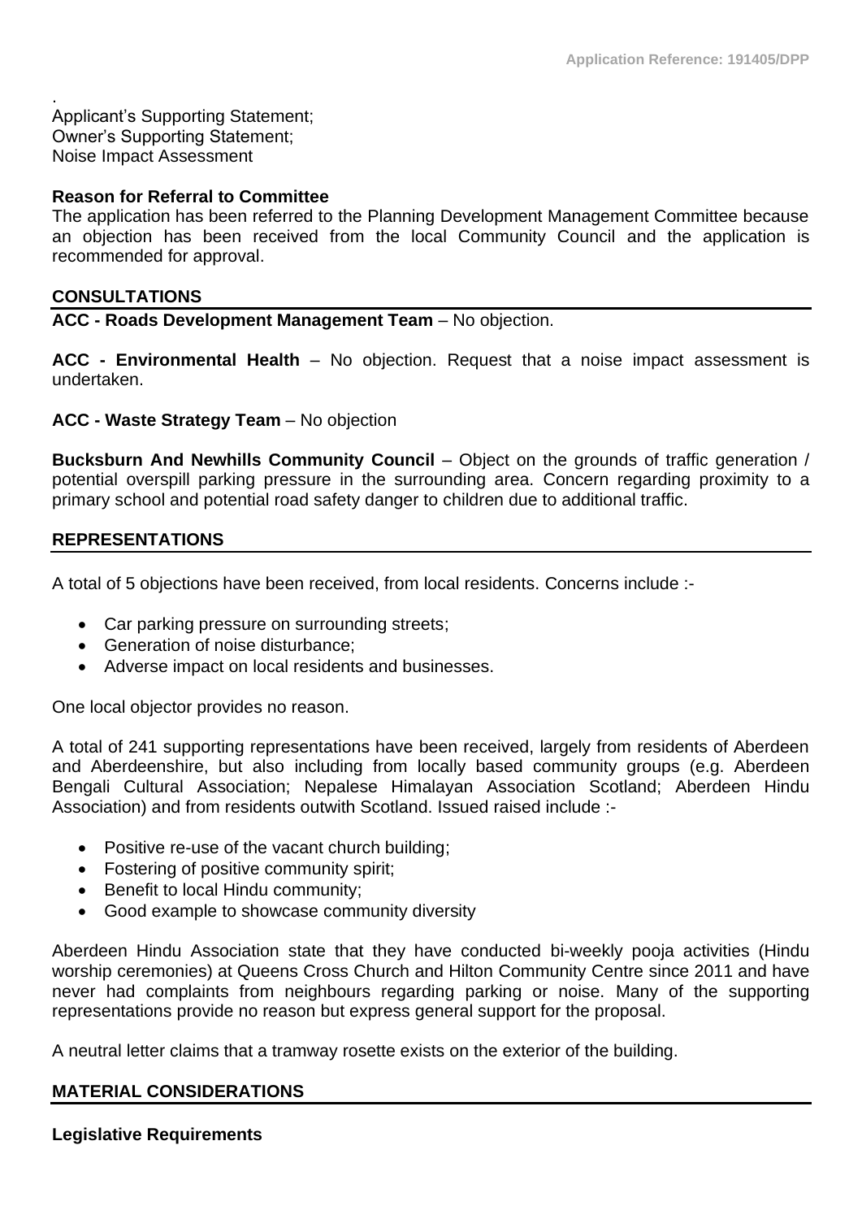.
Applicant's Supporting Statement;
Owner's Supporting Statement;
Noise Impact Assessment

**Reason for Referral to Committee**
The application has been referred to the Planning Development Management Committee because an objection has been received from the local Community Council and the application is recommended for approval.

## CONSULTATIONS

**ACC - Roads Development Management Team** – No objection.

**ACC - Environmental Health** – No objection. Request that a noise impact assessment is undertaken.

**ACC - Waste Strategy Team** – No objection

**Bucksburn And Newhills Community Council** – Object on the grounds of traffic generation / potential overspill parking pressure in the surrounding area. Concern regarding proximity to a primary school and potential road safety danger to children due to additional traffic.

## REPRESENTATIONS

A total of 5 objections have been received, from local residents. Concerns include :-

- Car parking pressure on surrounding streets;
- Generation of noise disturbance;
- Adverse impact on local residents and businesses.

One local objector provides no reason.

A total of 241 supporting representations have been received, largely from residents of Aberdeen and Aberdeenshire, but also including from locally based community groups (e.g. Aberdeen Bengali Cultural Association; Nepalese Himalayan Association Scotland; Aberdeen Hindu Association) and from residents outwith Scotland. Issued raised include :-

- Positive re-use of the vacant church building;
- Fostering of positive community spirit;
- Benefit to local Hindu community;
- Good example to showcase community diversity

Aberdeen Hindu Association state that they have conducted bi-weekly pooja activities (Hindu worship ceremonies) at Queens Cross Church and Hilton Community Centre since 2011 and have never had complaints from neighbours regarding parking or noise. Many of the supporting representations provide no reason but express general support for the proposal.

A neutral letter claims that a tramway rosette exists on the exterior of the building.

## MATERIAL CONSIDERATIONS

**Legislative Requirements**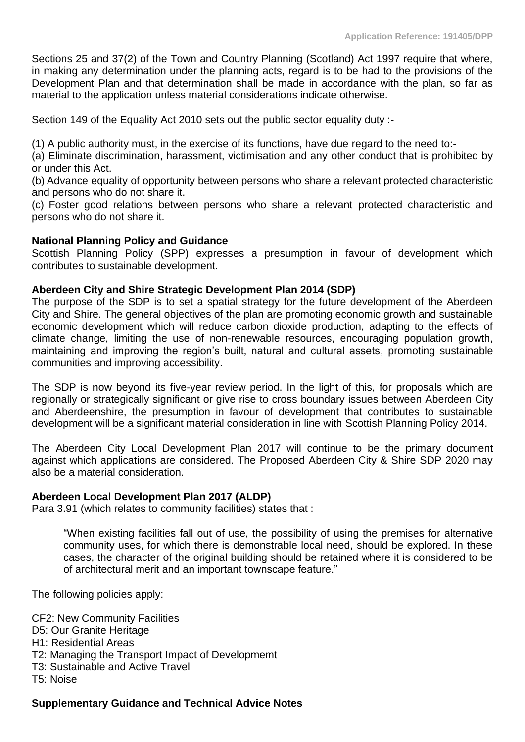Sections 25 and 37(2) of the Town and Country Planning (Scotland) Act 1997 require that where, in making any determination under the planning acts, regard is to be had to the provisions of the Development Plan and that determination shall be made in accordance with the plan, so far as material to the application unless material considerations indicate otherwise.

Section 149 of the Equality Act 2010 sets out the public sector equality duty :-

(1) A public authority must, in the exercise of its functions, have due regard to the need to:-
(a) Eliminate discrimination, harassment, victimisation and any other conduct that is prohibited by or under this Act.
(b) Advance equality of opportunity between persons who share a relevant protected characteristic and persons who do not share it.
(c) Foster good relations between persons who share a relevant protected characteristic and persons who do not share it.

**National Planning Policy and Guidance**

Scottish Planning Policy (SPP) expresses a presumption in favour of development which contributes to sustainable development.

**Aberdeen City and Shire Strategic Development Plan 2014 (SDP)**

The purpose of the SDP is to set a spatial strategy for the future development of the Aberdeen City and Shire. The general objectives of the plan are promoting economic growth and sustainable economic development which will reduce carbon dioxide production, adapting to the effects of climate change, limiting the use of non-renewable resources, encouraging population growth, maintaining and improving the region's built, natural and cultural assets, promoting sustainable communities and improving accessibility.

The SDP is now beyond its five-year review period. In the light of this, for proposals which are regionally or strategically significant or give rise to cross boundary issues between Aberdeen City and Aberdeenshire, the presumption in favour of development that contributes to sustainable development will be a significant material consideration in line with Scottish Planning Policy 2014.

The Aberdeen City Local Development Plan 2017 will continue to be the primary document against which applications are considered. The Proposed Aberdeen City & Shire SDP 2020 may also be a material consideration.

**Aberdeen Local Development Plan 2017 (ALDP)**

Para 3.91 (which relates to community facilities) states that :

> "When existing facilities fall out of use, the possibility of using the premises for alternative community uses, for which there is demonstrable local need, should be explored. In these cases, the character of the original building should be retained where it is considered to be of architectural merit and an important townscape feature."

The following policies apply:

CF2: New Community Facilities
D5: Our Granite Heritage
H1: Residential Areas
T2: Managing the Transport Impact of Developmemt
T3: Sustainable and Active Travel
T5: Noise

**Supplementary Guidance and Technical Advice Notes**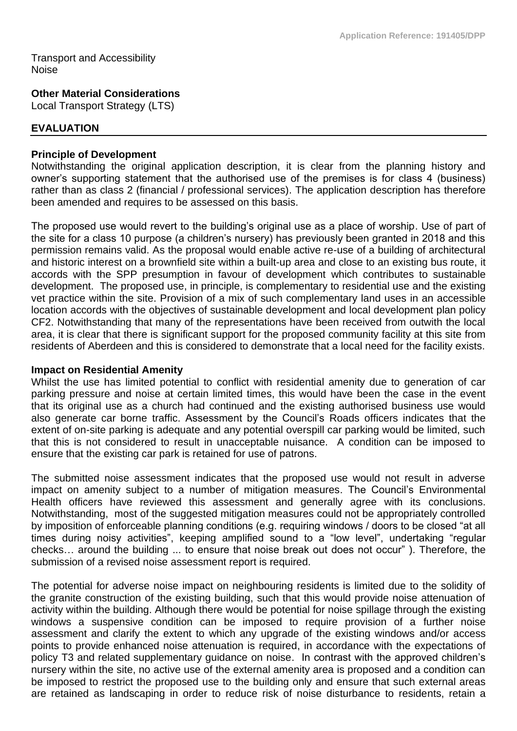Transport and Accessibility
Noise

**Other Material Considerations**
Local Transport Strategy (LTS)

## EVALUATION

**Principle of Development**
Notwithstanding the original application description, it is clear from the planning history and owner's supporting statement that the authorised use of the premises is for class 4 (business) rather than as class 2 (financial / professional services). The application description has therefore been amended and requires to be assessed on this basis.

The proposed use would revert to the building's original use as a place of worship. Use of part of the site for a class 10 purpose (a children's nursery) has previously been granted in 2018 and this permission remains valid. As the proposal would enable active re-use of a building of architectural and historic interest on a brownfield site within a built-up area and close to an existing bus route, it accords with the SPP presumption in favour of development which contributes to sustainable development. The proposed use, in principle, is complementary to residential use and the existing vet practice within the site. Provision of a mix of such complementary land uses in an accessible location accords with the objectives of sustainable development and local development plan policy CF2. Notwithstanding that many of the representations have been received from outwith the local area, it is clear that there is significant support for the proposed community facility at this site from residents of Aberdeen and this is considered to demonstrate that a local need for the facility exists.

**Impact on Residential Amenity**
Whilst the use has limited potential to conflict with residential amenity due to generation of car parking pressure and noise at certain limited times, this would have been the case in the event that its original use as a church had continued and the existing authorised business use would also generate car borne traffic. Assessment by the Council's Roads officers indicates that the extent of on-site parking is adequate and any potential overspill car parking would be limited, such that this is not considered to result in unacceptable nuisance. A condition can be imposed to ensure that the existing car park is retained for use of patrons.

The submitted noise assessment indicates that the proposed use would not result in adverse impact on amenity subject to a number of mitigation measures. The Council's Environmental Health officers have reviewed this assessment and generally agree with its conclusions. Notwithstanding, most of the suggested mitigation measures could not be appropriately controlled by imposition of enforceable planning conditions (e.g. requiring windows / doors to be closed "at all times during noisy activities", keeping amplified sound to a "low level", undertaking "regular checks… around the building ... to ensure that noise break out does not occur" ). Therefore, the submission of a revised noise assessment report is required.

The potential for adverse noise impact on neighbouring residents is limited due to the solidity of the granite construction of the existing building, such that this would provide noise attenuation of activity within the building. Although there would be potential for noise spillage through the existing windows a suspensive condition can be imposed to require provision of a further noise assessment and clarify the extent to which any upgrade of the existing windows and/or access points to provide enhanced noise attenuation is required, in accordance with the expectations of policy T3 and related supplementary guidance on noise. In contrast with the approved children's nursery within the site, no active use of the external amenity area is proposed and a condition can be imposed to restrict the proposed use to the building only and ensure that such external areas are retained as landscaping in order to reduce risk of noise disturbance to residents, retain a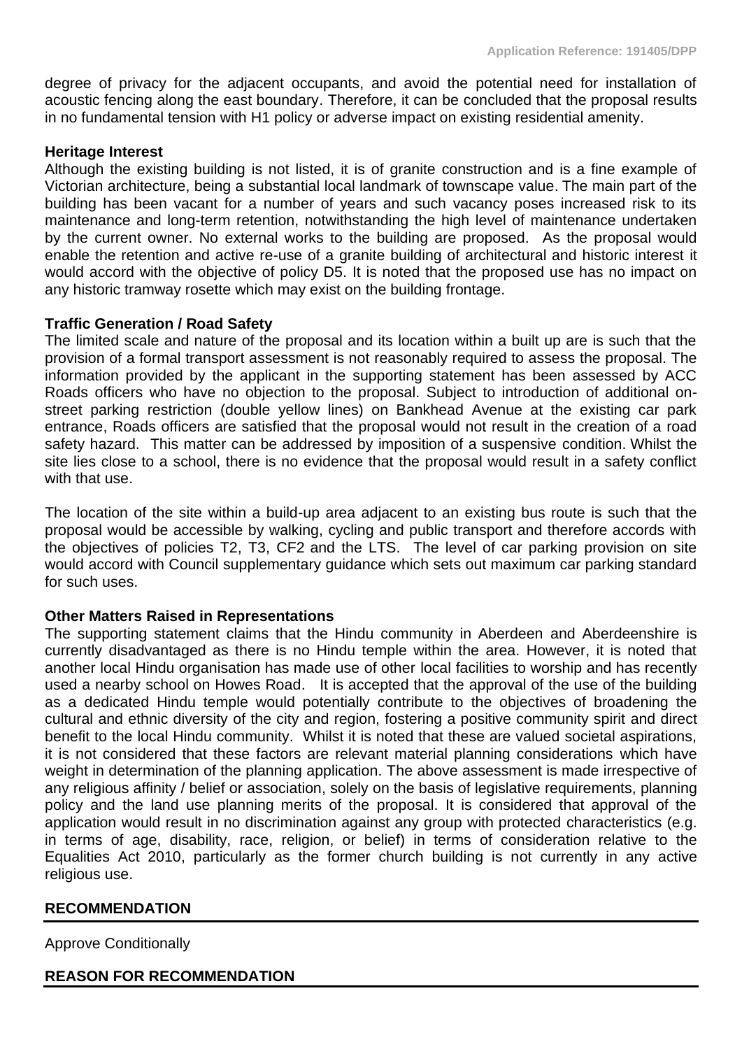degree of privacy for the adjacent occupants, and avoid the potential need for installation of acoustic fencing along the east boundary. Therefore, it can be concluded that the proposal results in no fundamental tension with H1 policy or adverse impact on existing residential amenity.

**Heritage Interest**

Although the existing building is not listed, it is of granite construction and is a fine example of Victorian architecture, being a substantial local landmark of townscape value. The main part of the building has been vacant for a number of years and such vacancy poses increased risk to its maintenance and long-term retention, notwithstanding the high level of maintenance undertaken by the current owner. No external works to the building are proposed. As the proposal would enable the retention and active re-use of a granite building of architectural and historic interest it would accord with the objective of policy D5. It is noted that the proposed use has no impact on any historic tramway rosette which may exist on the building frontage.

**Traffic Generation / Road Safety**

The limited scale and nature of the proposal and its location within a built up are is such that the provision of a formal transport assessment is not reasonably required to assess the proposal. The information provided by the applicant in the supporting statement has been assessed by ACC Roads officers who have no objection to the proposal. Subject to introduction of additional on-street parking restriction (double yellow lines) on Bankhead Avenue at the existing car park entrance, Roads officers are satisfied that the proposal would not result in the creation of a road safety hazard. This matter can be addressed by imposition of a suspensive condition. Whilst the site lies close to a school, there is no evidence that the proposal would result in a safety conflict with that use.

The location of the site within a build-up area adjacent to an existing bus route is such that the proposal would be accessible by walking, cycling and public transport and therefore accords with the objectives of policies T2, T3, CF2 and the LTS. The level of car parking provision on site would accord with Council supplementary guidance which sets out maximum car parking standard for such uses.

**Other Matters Raised in Representations**

The supporting statement claims that the Hindu community in Aberdeen and Aberdeenshire is currently disadvantaged as there is no Hindu temple within the area. However, it is noted that another local Hindu organisation has made use of other local facilities to worship and has recently used a nearby school on Howes Road. It is accepted that the approval of the use of the building as a dedicated Hindu temple would potentially contribute to the objectives of broadening the cultural and ethnic diversity of the city and region, fostering a positive community spirit and direct benefit to the local Hindu community. Whilst it is noted that these are valued societal aspirations, it is not considered that these factors are relevant material planning considerations which have weight in determination of the planning application. The above assessment is made irrespective of any religious affinity / belief or association, solely on the basis of legislative requirements, planning policy and the land use planning merits of the proposal. It is considered that approval of the application would result in no discrimination against any group with protected characteristics (e.g. in terms of age, disability, race, religion, or belief) in terms of consideration relative to the Equalities Act 2010, particularly as the former church building is not currently in any active religious use.

## RECOMMENDATION

Approve Conditionally

## REASON FOR RECOMMENDATION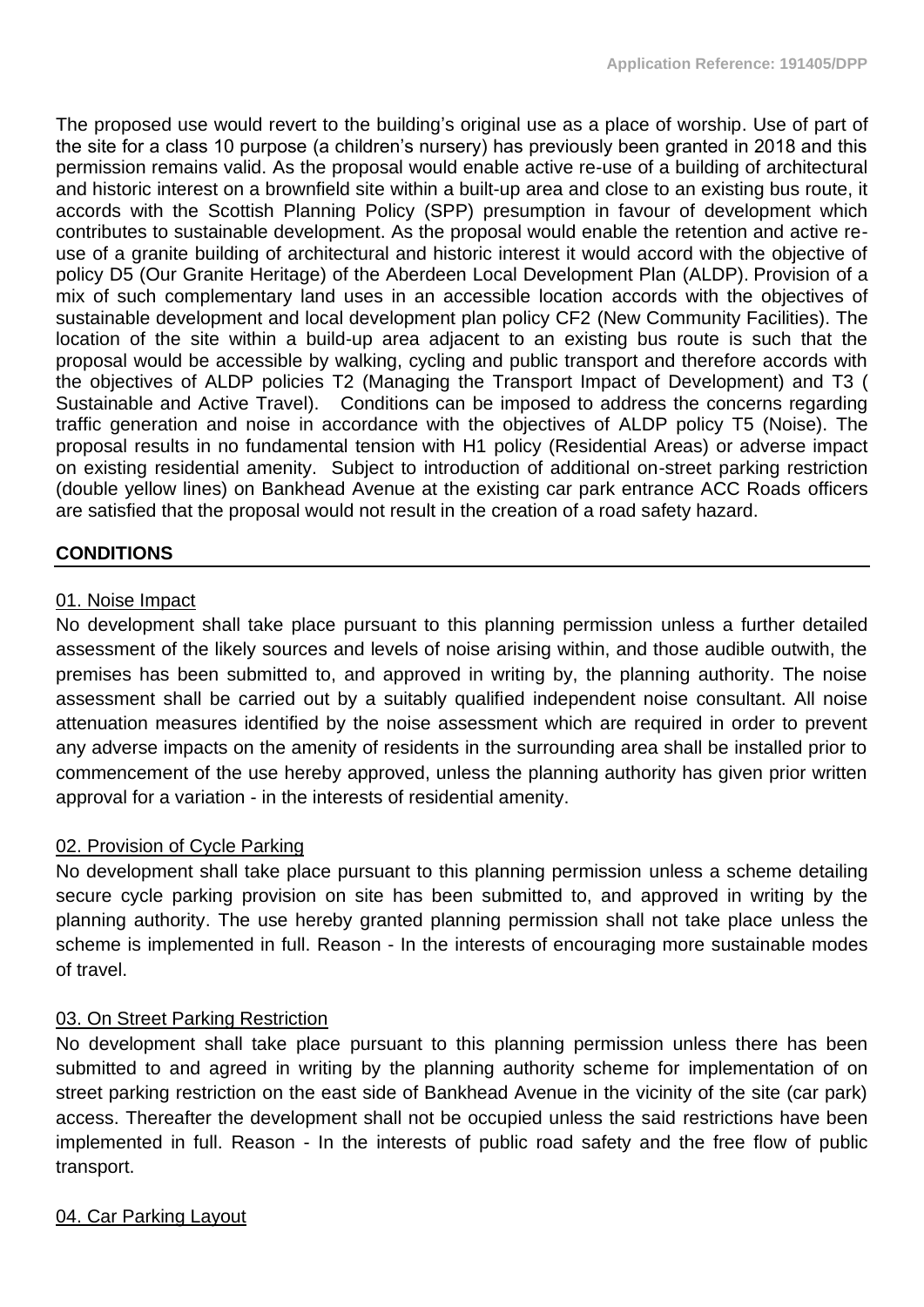The proposed use would revert to the building's original use as a place of worship. Use of part of the site for a class 10 purpose (a children's nursery) has previously been granted in 2018 and this permission remains valid. As the proposal would enable active re-use of a building of architectural and historic interest on a brownfield site within a built-up area and close to an existing bus route, it accords with the Scottish Planning Policy (SPP) presumption in favour of development which contributes to sustainable development. As the proposal would enable the retention and active re-use of a granite building of architectural and historic interest it would accord with the objective of policy D5 (Our Granite Heritage) of the Aberdeen Local Development Plan (ALDP). Provision of a mix of such complementary land uses in an accessible location accords with the objectives of sustainable development and local development plan policy CF2 (New Community Facilities). The location of the site within a build-up area adjacent to an existing bus route is such that the proposal would be accessible by walking, cycling and public transport and therefore accords with the objectives of ALDP policies T2 (Managing the Transport Impact of Development) and T3 ( Sustainable and Active Travel). Conditions can be imposed to address the concerns regarding traffic generation and noise in accordance with the objectives of ALDP policy T5 (Noise). The proposal results in no fundamental tension with H1 policy (Residential Areas) or adverse impact on existing residential amenity. Subject to introduction of additional on-street parking restriction (double yellow lines) on Bankhead Avenue at the existing car park entrance ACC Roads officers are satisfied that the proposal would not result in the creation of a road safety hazard.

## CONDITIONS

01. Noise Impact

No development shall take place pursuant to this planning permission unless a further detailed assessment of the likely sources and levels of noise arising within, and those audible outwith, the premises has been submitted to, and approved in writing by, the planning authority. The noise assessment shall be carried out by a suitably qualified independent noise consultant. All noise attenuation measures identified by the noise assessment which are required in order to prevent any adverse impacts on the amenity of residents in the surrounding area shall be installed prior to commencement of the use hereby approved, unless the planning authority has given prior written approval for a variation - in the interests of residential amenity.

02. Provision of Cycle Parking

No development shall take place pursuant to this planning permission unless a scheme detailing secure cycle parking provision on site has been submitted to, and approved in writing by the planning authority. The use hereby granted planning permission shall not take place unless the scheme is implemented in full. Reason - In the interests of encouraging more sustainable modes of travel.

03. On Street Parking Restriction

No development shall take place pursuant to this planning permission unless there has been submitted to and agreed in writing by the planning authority scheme for implementation of on street parking restriction on the east side of Bankhead Avenue in the vicinity of the site (car park) access. Thereafter the development shall not be occupied unless the said restrictions have been implemented in full. Reason - In the interests of public road safety and the free flow of public transport.

04. Car Parking Layout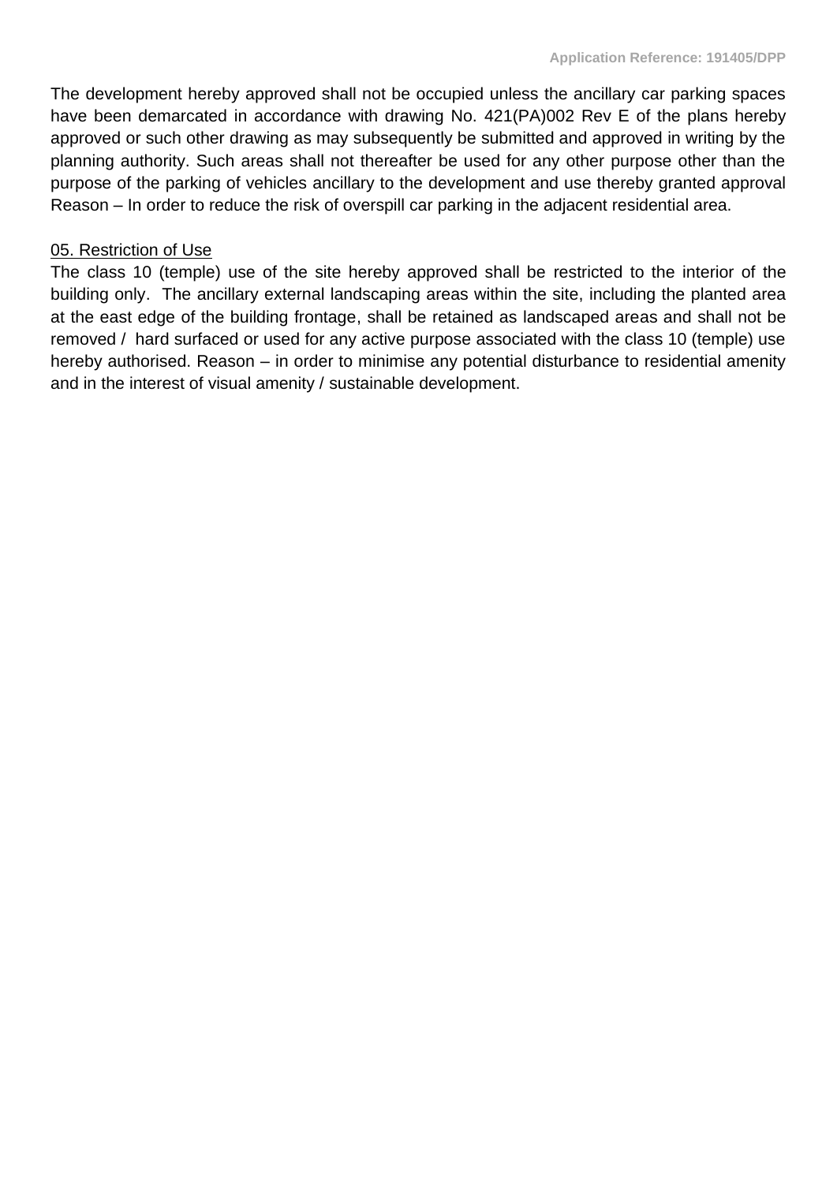The development hereby approved shall not be occupied unless the ancillary car parking spaces have been demarcated in accordance with drawing No. 421(PA)002 Rev E of the plans hereby approved or such other drawing as may subsequently be submitted and approved in writing by the planning authority. Such areas shall not thereafter be used for any other purpose other than the purpose of the parking of vehicles ancillary to the development and use thereby granted approval Reason – In order to reduce the risk of overspill car parking in the adjacent residential area.

05. Restriction of Use

The class 10 (temple) use of the site hereby approved shall be restricted to the interior of the building only. The ancillary external landscaping areas within the site, including the planted area at the east edge of the building frontage, shall be retained as landscaped areas and shall not be removed / hard surfaced or used for any active purpose associated with the class 10 (temple) use hereby authorised. Reason – in order to minimise any potential disturbance to residential amenity and in the interest of visual amenity / sustainable development.